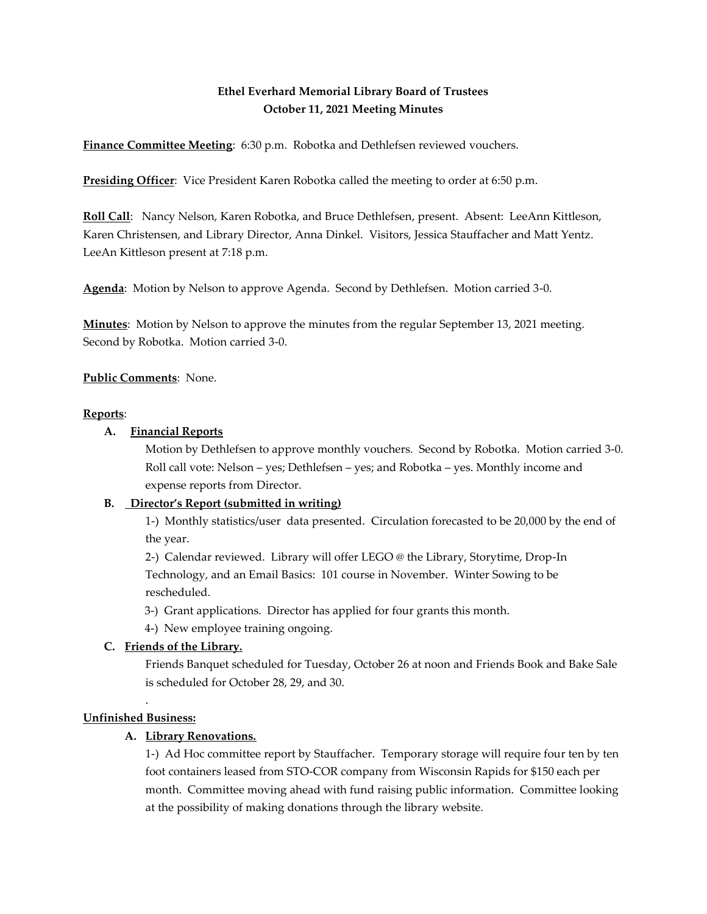**Ethel Everhard Memorial Library Board of Trustees**
**October 11, 2021 Meeting Minutes**

**Finance Committee Meeting**: 6:30 p.m. Robotka and Dethlefsen reviewed vouchers.

**Presiding Officer**: Vice President Karen Robotka called the meeting to order at 6:50 p.m.

**Roll Call**: Nancy Nelson, Karen Robotka, and Bruce Dethlefsen, present. Absent: LeeAnn Kittleson, Karen Christensen, and Library Director, Anna Dinkel. Visitors, Jessica Stauffacher and Matt Yentz. LeeAn Kittleson present at 7:18 p.m.

**Agenda**: Motion by Nelson to approve Agenda. Second by Dethlefsen. Motion carried 3-0.

**Minutes**: Motion by Nelson to approve the minutes from the regular September 13, 2021 meeting. Second by Robotka. Motion carried 3-0.

**Public Comments**: None.

**Reports**:

**A. Financial Reports**

Motion by Dethlefsen to approve monthly vouchers. Second by Robotka. Motion carried 3-0. Roll call vote: Nelson – yes; Dethlefsen – yes; and Robotka – yes. Monthly income and expense reports from Director.

**B. Director's Report (submitted in writing)**

1-) Monthly statistics/user data presented. Circulation forecasted to be 20,000 by the end of the year.

2-) Calendar reviewed. Library will offer LEGO @ the Library, Storytime, Drop-In Technology, and an Email Basics: 101 course in November. Winter Sowing to be rescheduled.

3-) Grant applications. Director has applied for four grants this month.

4-) New employee training ongoing.

**C. Friends of the Library.**

Friends Banquet scheduled for Tuesday, October 26 at noon and Friends Book and Bake Sale is scheduled for October 28, 29, and 30.

.

**Unfinished Business:**

**A. Library Renovations.**

1-) Ad Hoc committee report by Stauffacher. Temporary storage will require four ten by ten foot containers leased from STO-COR company from Wisconsin Rapids for $150 each per month. Committee moving ahead with fund raising public information. Committee looking at the possibility of making donations through the library website.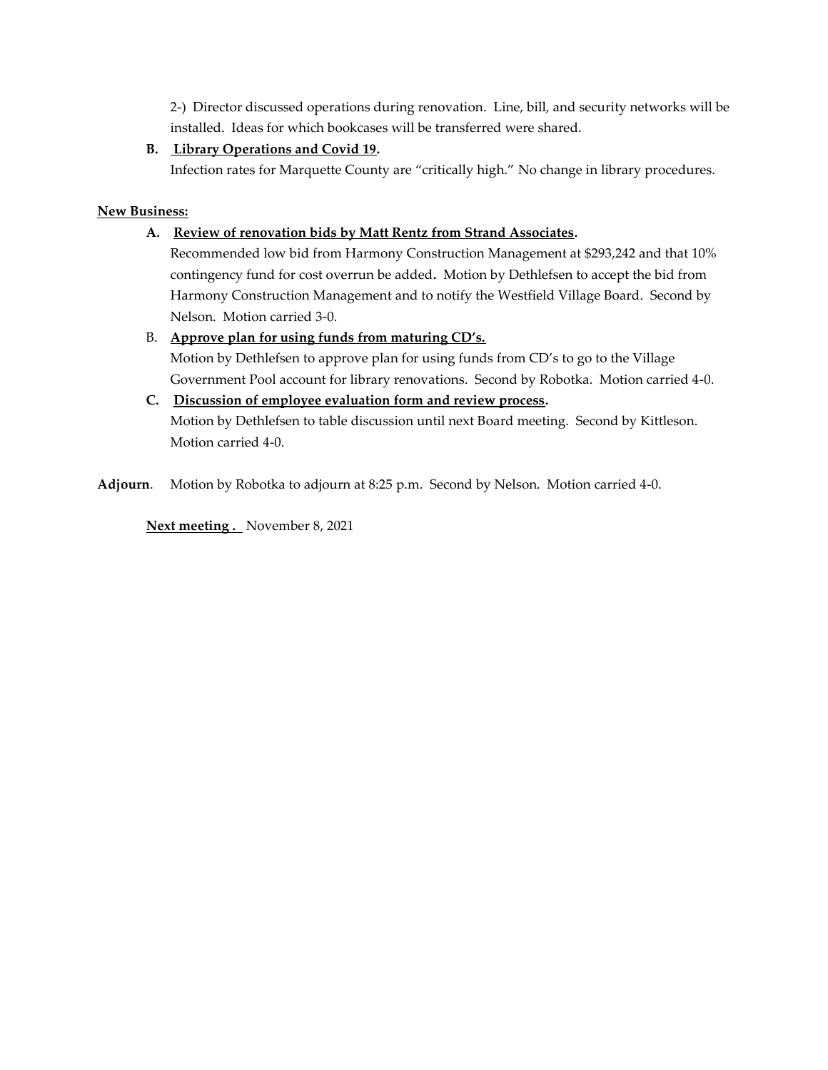2-) Director discussed operations during renovation. Line, bill, and security networks will be installed. Ideas for which bookcases will be transferred were shared.

**B. <u>Library Operations and Covid 19</u>.**

Infection rates for Marquette County are "critically high." No change in library procedures.

**<u>New Business:</u>**

**A. <u>Review of renovation bids by Matt Rentz from Strand Associates</u>.**

Recommended low bid from Harmony Construction Management at $293,242 and that 10% contingency fund for cost overrun be added**.** Motion by Dethlefsen to accept the bid from Harmony Construction Management and to notify the Westfield Village Board. Second by Nelson. Motion carried 3-0.

B. **<u>Approve plan for using funds from maturing CD's.</u>**

Motion by Dethlefsen to approve plan for using funds from CD's to go to the Village Government Pool account for library renovations. Second by Robotka. Motion carried 4-0.

**C. <u>Discussion of employee evaluation form and review process</u>.**

Motion by Dethlefsen to table discussion until next Board meeting. Second by Kittleson. Motion carried 4-0.

**Adjourn**. Motion by Robotka to adjourn at 8:25 p.m. Second by Nelson. Motion carried 4-0.

**<u>Next meeting .</u>** November 8, 2021